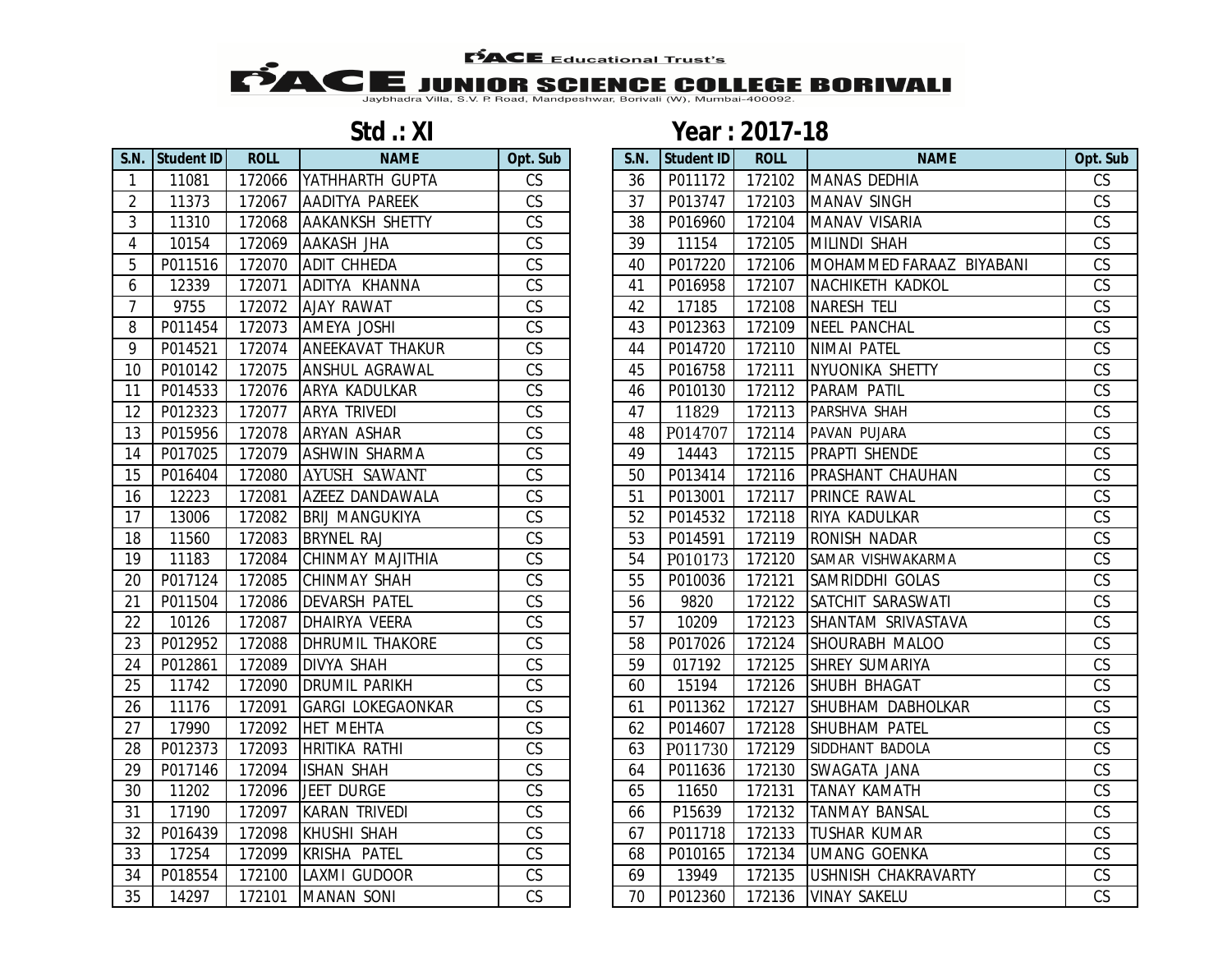PACE Educational Trust's

# PACE JUNIOR SCIENCE COLLEGE BORIVALI

Jaybhadra Villa, S.V. P. Road, Mandpeshwar, Borivali (W), Mumbai-400092.

## Std .: XI    Year : 2017-18

| S.N. | Student ID | ROLL | NAME | Opt. Sub |
|---|---|---|---|---|
| 1 | 11081 | 172066 | YATHHARTH GUPTA | CS |
| 2 | 11373 | 172067 | AADITYA PAREEK | CS |
| 3 | 11310 | 172068 | AAKANKSH SHETTY | CS |
| 4 | 10154 | 172069 | AAKASH JHA | CS |
| 5 | P011516 | 172070 | ADIT CHHEDA | CS |
| 6 | 12339 | 172071 | ADITYA KHANNA | CS |
| 7 | 9755 | 172072 | AJAY RAWAT | CS |
| 8 | P011454 | 172073 | AMEYA JOSHI | CS |
| 9 | P014521 | 172074 | ANEEKAVAT THAKUR | CS |
| 10 | P010142 | 172075 | ANSHUL AGRAWAL | CS |
| 11 | P014533 | 172076 | ARYA KADULKAR | CS |
| 12 | P012323 | 172077 | ARYA TRIVEDI | CS |
| 13 | P015956 | 172078 | ARYAN ASHAR | CS |
| 14 | P017025 | 172079 | ASHWIN SHARMA | CS |
| 15 | P016404 | 172080 | AYUSH SAWANT | CS |
| 16 | 12223 | 172081 | AZEEZ DANDAWALA | CS |
| 17 | 13006 | 172082 | BRIJ MANGUKIYA | CS |
| 18 | 11560 | 172083 | BRYNEL RAJ | CS |
| 19 | 11183 | 172084 | CHINMAY MAJITHIA | CS |
| 20 | P017124 | 172085 | CHINMAY SHAH | CS |
| 21 | P011504 | 172086 | DEVARSH PATEL | CS |
| 22 | 10126 | 172087 | DHAIRYA VEERA | CS |
| 23 | P012952 | 172088 | DHRUMIL THAKORE | CS |
| 24 | P012861 | 172089 | DIVYA SHAH | CS |
| 25 | 11742 | 172090 | DRUMIL PARIKH | CS |
| 26 | 11176 | 172091 | GARGI LOKEGAONKAR | CS |
| 27 | 17990 | 172092 | HET MEHTA | CS |
| 28 | P012373 | 172093 | HRITIKA RATHI | CS |
| 29 | P017146 | 172094 | ISHAN SHAH | CS |
| 30 | 11202 | 172096 | JEET DURGE | CS |
| 31 | 17190 | 172097 | KARAN TRIVEDI | CS |
| 32 | P016439 | 172098 | KHUSHI SHAH | CS |
| 33 | 17254 | 172099 | KRISHA PATEL | CS |
| 34 | P018554 | 172100 | LAXMI GUDOOR | CS |
| 35 | 14297 | 172101 | MANAN SONI | CS |
| 36 | P011172 | 172102 | MANAS DEDHIA | CS |
| 37 | P013747 | 172103 | MANAV SINGH | CS |
| 38 | P016960 | 172104 | MANAV VISARIA | CS |
| 39 | 11154 | 172105 | MILINDI SHAH | CS |
| 40 | P017220 | 172106 | MOHAMMED FARAAZ BIYABANI | CS |
| 41 | P016958 | 172107 | NACHIKETH KADKOL | CS |
| 42 | 17185 | 172108 | NARESH TELI | CS |
| 43 | P012363 | 172109 | NEEL PANCHAL | CS |
| 44 | P014720 | 172110 | NIMAI PATEL | CS |
| 45 | P016758 | 172111 | NYUONIKA SHETTY | CS |
| 46 | P010130 | 172112 | PARAM PATIL | CS |
| 47 | 11829 | 172113 | PARSHVA SHAH | CS |
| 48 | P014707 | 172114 | PAVAN PUJARA | CS |
| 49 | 14443 | 172115 | PRAPTI SHENDE | CS |
| 50 | P013414 | 172116 | PRASHANT CHAUHAN | CS |
| 51 | P013001 | 172117 | PRINCE RAWAL | CS |
| 52 | P014532 | 172118 | RIYA KADULKAR | CS |
| 53 | P014591 | 172119 | RONISH NADAR | CS |
| 54 | P010173 | 172120 | SAMAR VISHWAKARMA | CS |
| 55 | P010036 | 172121 | SAMRIDDHI GOLAS | CS |
| 56 | 9820 | 172122 | SATCHIT SARASWATI | CS |
| 57 | 10209 | 172123 | SHANTAM SRIVASTAVA | CS |
| 58 | P017026 | 172124 | SHOURABH MALOO | CS |
| 59 | 017192 | 172125 | SHREY SUMARIYA | CS |
| 60 | 15194 | 172126 | SHUBH BHAGAT | CS |
| 61 | P011362 | 172127 | SHUBHAM DABHOLKAR | CS |
| 62 | P014607 | 172128 | SHUBHAM PATEL | CS |
| 63 | P011730 | 172129 | SIDDHANT BADOLA | CS |
| 64 | P011636 | 172130 | SWAGATA JANA | CS |
| 65 | 11650 | 172131 | TANAY KAMATH | CS |
| 66 | P15639 | 172132 | TANMAY BANSAL | CS |
| 67 | P011718 | 172133 | TUSHAR KUMAR | CS |
| 68 | P010165 | 172134 | UMANG GOENKA | CS |
| 69 | 13949 | 172135 | USHNISH CHAKRAVARTY | CS |
| 70 | P012360 | 172136 | VINAY SAKELU | CS |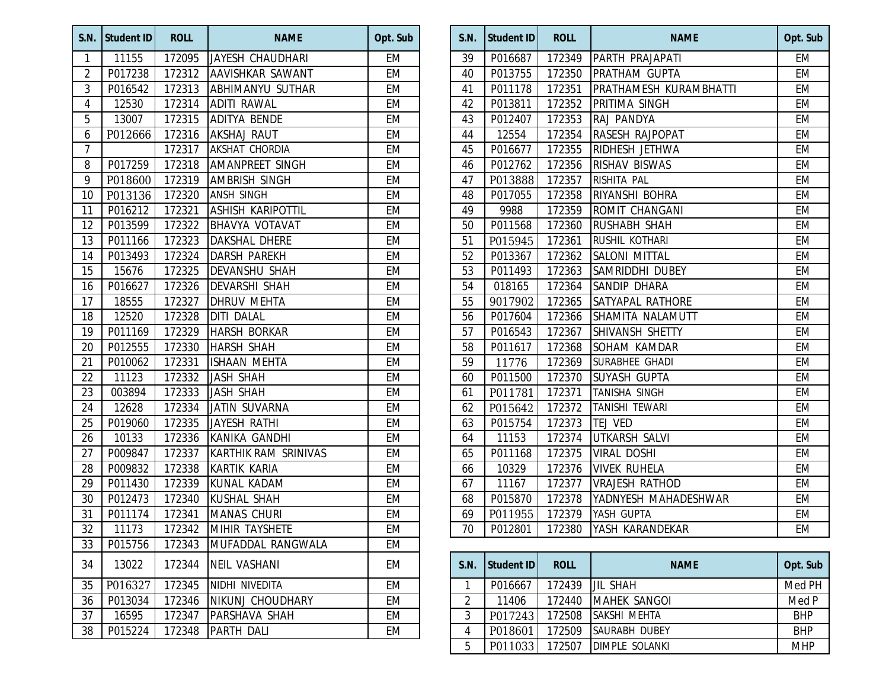| S.N. | Student ID | ROLL | NAME | Opt. Sub |
|---|---|---|---|---|
| 1 | 11155 | 172095 | JAYESH CHAUDHARI | EM |
| 2 | P017238 | 172312 | AAVISHKAR SAWANT | EM |
| 3 | P016542 | 172313 | ABHIMANYU SUTHAR | EM |
| 4 | 12530 | 172314 | ADITI RAWAL | EM |
| 5 | 13007 | 172315 | ADITYA BENDE | EM |
| 6 | P012666 | 172316 | AKSHAJ RAUT | EM |
| 7 | | 172317 | AKSHAT CHORDIA | EM |
| 8 | P017259 | 172318 | AMANPREET SINGH | EM |
| 9 | P018600 | 172319 | AMBRISH SINGH | EM |
| 10 | P013136 | 172320 | ANSH SINGH | EM |
| 11 | P016212 | 172321 | ASHISH KARIPOTTIL | EM |
| 12 | P013599 | 172322 | BHAVYA VOTAVAT | EM |
| 13 | P011166 | 172323 | DAKSHAL DHERE | EM |
| 14 | P013493 | 172324 | DARSH PAREKH | EM |
| 15 | 15676 | 172325 | DEVANSHU SHAH | EM |
| 16 | P016627 | 172326 | DEVARSHI SHAH | EM |
| 17 | 18555 | 172327 | DHRUV MEHTA | EM |
| 18 | 12520 | 172328 | DITI DALAL | EM |
| 19 | P011169 | 172329 | HARSH BORKAR | EM |
| 20 | P012555 | 172330 | HARSH SHAH | EM |
| 21 | P010062 | 172331 | ISHAAN MEHTA | EM |
| 22 | 11123 | 172332 | JASH SHAH | EM |
| 23 | 003894 | 172333 | JASH SHAH | EM |
| 24 | 12628 | 172334 | JATIN SUVARNA | EM |
| 25 | P019060 | 172335 | JAYESH RATHI | EM |
| 26 | 10133 | 172336 | KANIKA GANDHI | EM |
| 27 | P009847 | 172337 | KARTHIK RAM SRINIVAS | EM |
| 28 | P009832 | 172338 | KARTIK KARIA | EM |
| 29 | P011430 | 172339 | KUNAL KADAM | EM |
| 30 | P012473 | 172340 | KUSHAL SHAH | EM |
| 31 | P011174 | 172341 | MANAS CHURI | EM |
| 32 | 11173 | 172342 | MIHIR TAYSHETE | EM |
| 33 | P015756 | 172343 | MUFADDAL RANGWALA | EM |
| 34 | 13022 | 172344 | NEIL VASHANI | EM |
| 35 | P016327 | 172345 | NIDHI NIVEDITA | EM |
| 36 | P013034 | 172346 | NIKUNJ CHOUDHARY | EM |
| 37 | 16595 | 172347 | PARSHAVA SHAH | EM |
| 38 | P015224 | 172348 | PARTH DALI | EM |
| 39 | P016687 | 172349 | PARTH PRAJAPATI | EM |
| 40 | P013755 | 172350 | PRATHAM GUPTA | EM |
| 41 | P011178 | 172351 | PRATHAMESH KURAMBHATTI | EM |
| 42 | P013811 | 172352 | PRITIMA SINGH | EM |
| 43 | P012407 | 172353 | RAJ PANDYA | EM |
| 44 | 12554 | 172354 | RASESH RAJPOPAT | EM |
| 45 | P016677 | 172355 | RIDHESH JETHWA | EM |
| 46 | P012762 | 172356 | RISHAV BISWAS | EM |
| 47 | P013888 | 172357 | RISHITA PAL | EM |
| 48 | P017055 | 172358 | RIYANSHI BOHRA | EM |
| 49 | 9988 | 172359 | ROMIT CHANGANI | EM |
| 50 | P011568 | 172360 | RUSHABH SHAH | EM |
| 51 | P015945 | 172361 | RUSHIL KOTHARI | EM |
| 52 | P013367 | 172362 | SALONI MITTAL | EM |
| 53 | P011493 | 172363 | SAMRIDDHI DUBEY | EM |
| 54 | 018165 | 172364 | SANDIP DHARA | EM |
| 55 | 9017902 | 172365 | SATYAPAL RATHORE | EM |
| 56 | P017604 | 172366 | SHAMITA NALAMUTT | EM |
| 57 | P016543 | 172367 | SHIVANSH SHETTY | EM |
| 58 | P011617 | 172368 | SOHAM KAMDAR | EM |
| 59 | 11776 | 172369 | SURABHEE GHADI | EM |
| 60 | P011500 | 172370 | SUYASH GUPTA | EM |
| 61 | P011781 | 172371 | TANISHA SINGH | EM |
| 62 | P015642 | 172372 | TANISHI TEWARI | EM |
| 63 | P015754 | 172373 | TEJ VED | EM |
| 64 | 11153 | 172374 | UTKARSH SALVI | EM |
| 65 | P011168 | 172375 | VIRAL DOSHI | EM |
| 66 | 10329 | 172376 | VIVEK RUHELA | EM |
| 67 | 11167 | 172377 | VRAJESH RATHOD | EM |
| 68 | P015870 | 172378 | YADNYESH MAHADESHWAR | EM |
| 69 | P011955 | 172379 | YASH GUPTA | EM |
| 70 | P012801 | 172380 | YASH KARANDEKAR | EM |

| S.N. | Student ID | ROLL | NAME | Opt. Sub |
|---|---|---|---|---|
| 1 | P016667 | 172439 | JIL SHAH | Med PH |
| 2 | 11406 | 172440 | MAHEK SANGOI | Med P |
| 3 | P017243 | 172508 | SAKSHI MEHTA | BHP |
| 4 | P018601 | 172509 | SAURABH DUBEY | BHP |
| 5 | P011033 | 172507 | DIMPLE SOLANKI | MHP |